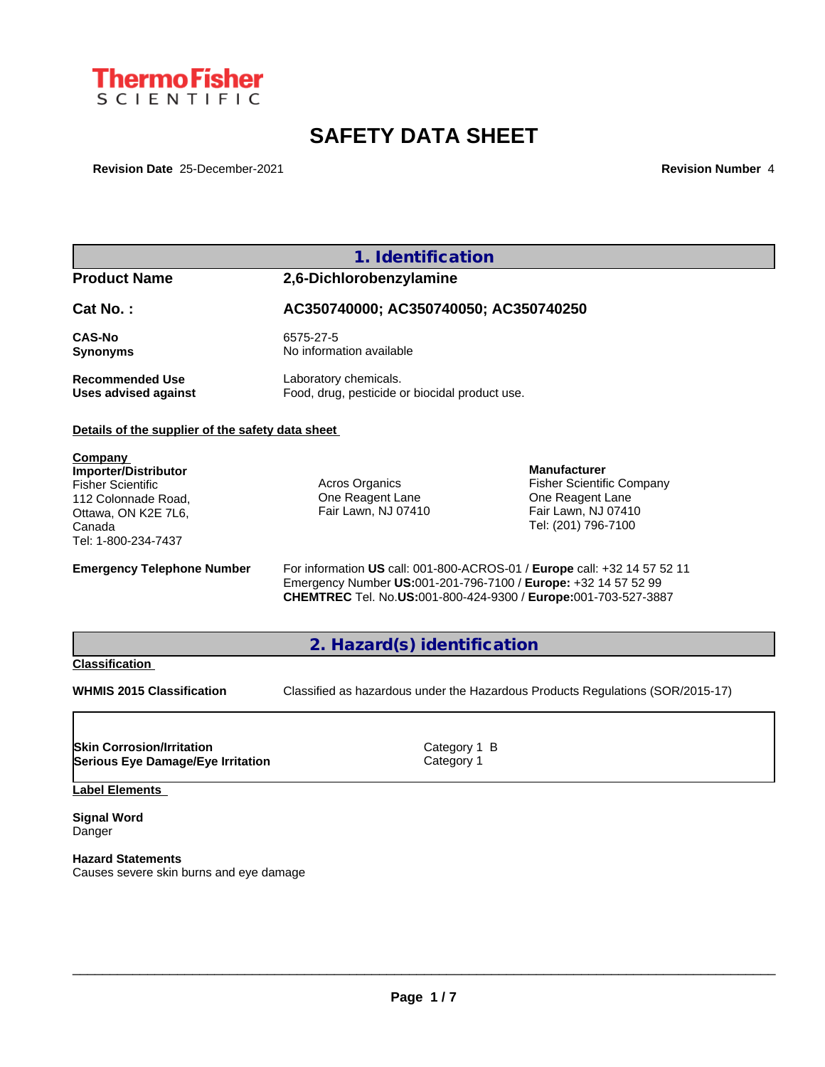ThermoFisher SCIENTIFIC

# SAFETY DATA SHEET

**Revision Date** 25-December-2021 **Revision Number** 4

## 1. Identification

| | |
|---|---|
| **Product Name** | **2,6-Dichlorobenzylamine** |
| **Cat No. :** | **AC350740000; AC350740050; AC350740250** |
| **CAS-No** | 6575-27-5 |
| **Synonyms** | No information available |
| **Recommended Use** | Laboratory chemicals. |
| **Uses advised against** | Food, drug, pesticide or biocidal product use. |

**Details of the supplier of the safety data sheet**

**Company**

**Importer/Distributor**
Fisher Scientific
112 Colonnade Road,
Ottawa, ON K2E 7L6,
Canada
Tel: 1-800-234-7437

Acros Organics
One Reagent Lane
Fair Lawn, NJ 07410

**Manufacturer**
Fisher Scientific Company
One Reagent Lane
Fair Lawn, NJ 07410
Tel: (201) 796-7100

**Emergency Telephone Number**
For information **US** call: 001-800-ACROS-01 / **Europe** call: +32 14 57 52 11
Emergency Number **US:**001-201-796-7100 / **Europe:** +32 14 57 52 99
**CHEMTREC** Tel. No.**US:**001-800-424-9300 / **Europe:**001-703-527-3887

## 2. Hazard(s) identification

**Classification**

**WHMIS 2015 Classification** Classified as hazardous under the Hazardous Products Regulations (SOR/2015-17)

| | |
|---|---|
| **Skin Corrosion/Irritation** | Category 1 B |
| **Serious Eye Damage/Eye Irritation** | Category 1 |

**Label Elements**

**Signal Word**
Danger

**Hazard Statements**
Causes severe skin burns and eye damage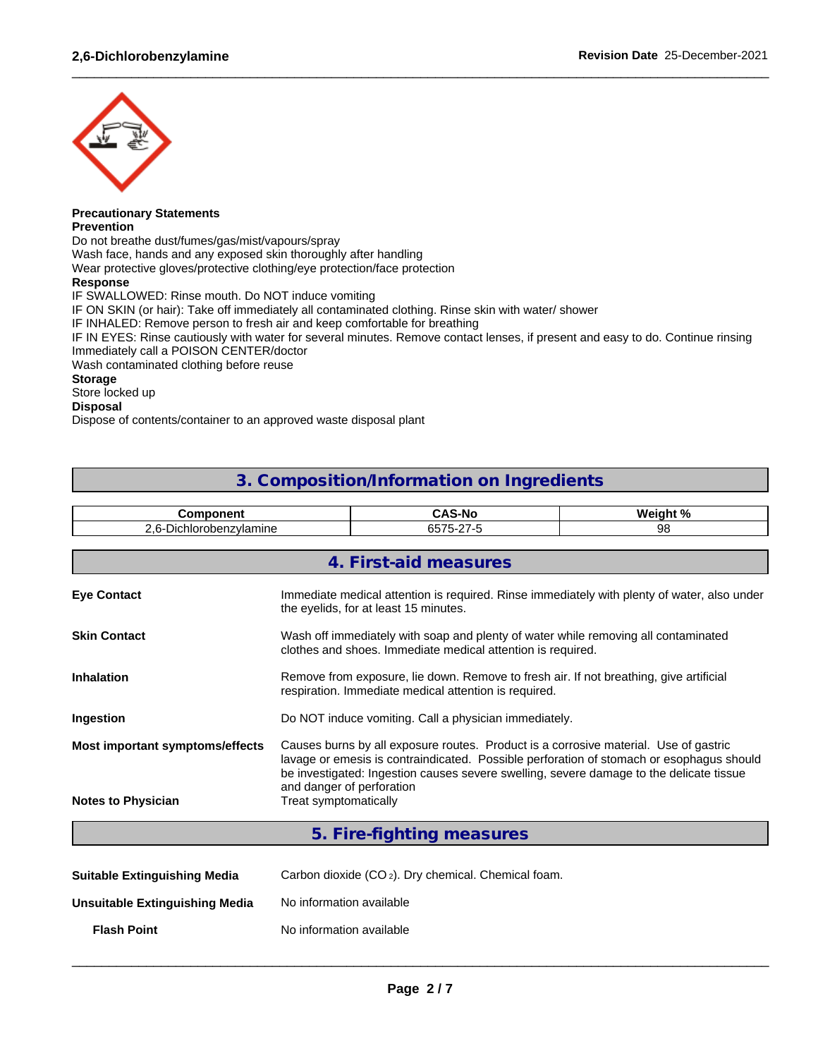**Precautionary Statements**

**Prevention**

Do not breathe dust/fumes/gas/mist/vapours/spray
Wash face, hands and any exposed skin thoroughly after handling
Wear protective gloves/protective clothing/eye protection/face protection

**Response**

IF SWALLOWED: Rinse mouth. Do NOT induce vomiting
IF ON SKIN (or hair): Take off immediately all contaminated clothing. Rinse skin with water/ shower
IF INHALED: Remove person to fresh air and keep comfortable for breathing
IF IN EYES: Rinse cautiously with water for several minutes. Remove contact lenses, if present and easy to do. Continue rinsing
Immediately call a POISON CENTER/doctor
Wash contaminated clothing before reuse

**Storage**

Store locked up

**Disposal**

Dispose of contents/container to an approved waste disposal plant

## 3. Composition/Information on Ingredients

| Component | CAS-No | Weight % |
|---|---|---|
| 2,6-Dichlorobenzylamine | 6575-27-5 | 98 |

## 4. First-aid measures

**Eye Contact**
Immediate medical attention is required. Rinse immediately with plenty of water, also under the eyelids, for at least 15 minutes.

**Skin Contact**
Wash off immediately with soap and plenty of water while removing all contaminated clothes and shoes. Immediate medical attention is required.

**Inhalation**
Remove from exposure, lie down. Remove to fresh air. If not breathing, give artificial respiration. Immediate medical attention is required.

**Ingestion**
Do NOT induce vomiting. Call a physician immediately.

**Most important symptoms/effects**
Causes burns by all exposure routes. Product is a corrosive material. Use of gastric lavage or emesis is contraindicated. Possible perforation of stomach or esophagus should be investigated: Ingestion causes severe swelling, severe damage to the delicate tissue and danger of perforation

**Notes to Physician**
Treat symptomatically

## 5. Fire-fighting measures

**Suitable Extinguishing Media**
Carbon dioxide ($CO_2$). Dry chemical. Chemical foam.

**Unsuitable Extinguishing Media**
No information available

**Flash Point**
No information available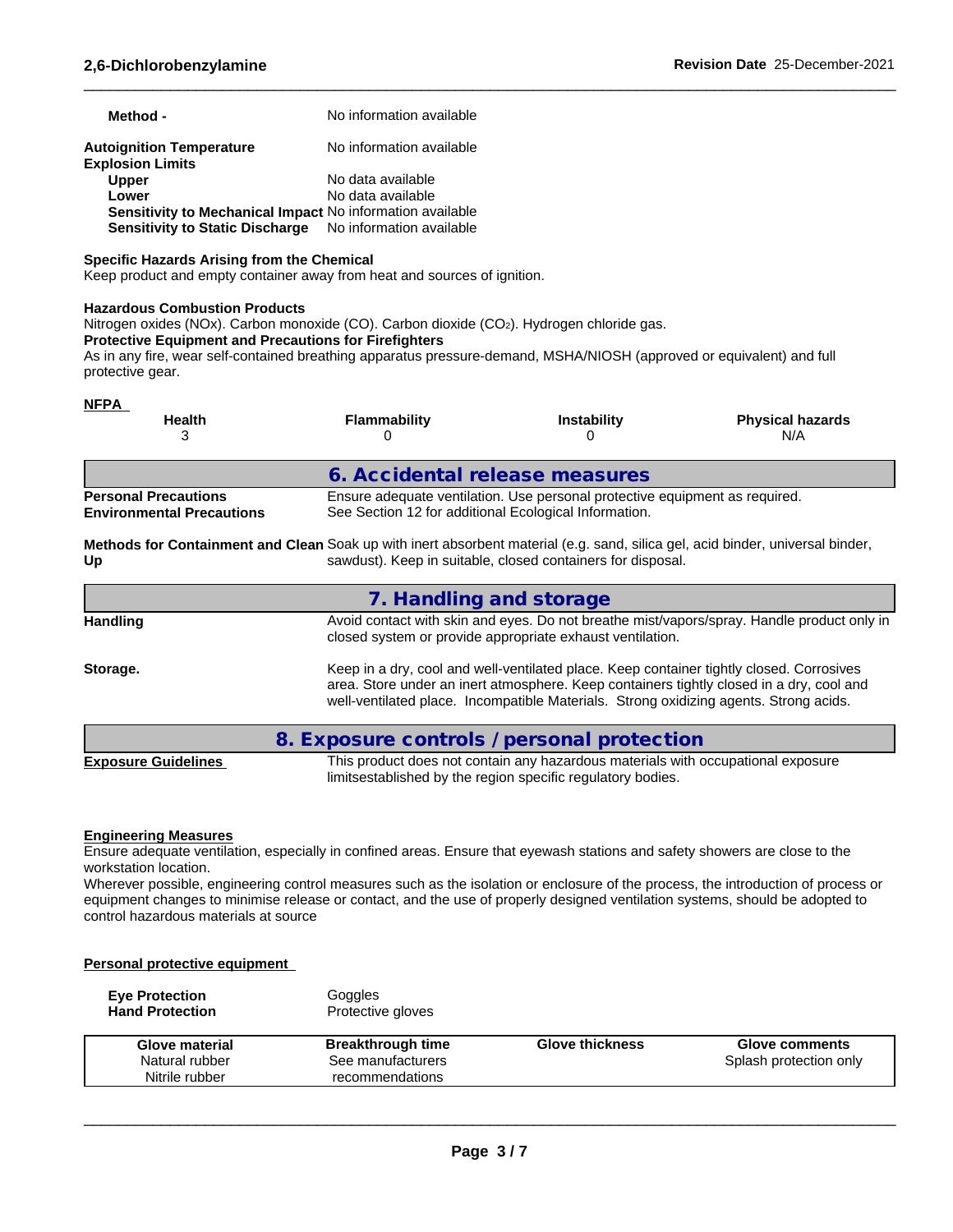**Method -** No information available

**Autoignition Temperature** No information available

**Explosion Limits**

| | |
|---|---|
| **Upper** | No data available |
| **Lower** | No data available |
| **Sensitivity to Mechanical Impact** | No information available |
| **Sensitivity to Static Discharge** | No information available |

**Specific Hazards Arising from the Chemical**
Keep product and empty container away from heat and sources of ignition.

**Hazardous Combustion Products**
Nitrogen oxides (NOx). Carbon monoxide (CO). Carbon dioxide ($CO_2$). Hydrogen chloride gas.

**Protective Equipment and Precautions for Firefighters**
As in any fire, wear self-contained breathing apparatus pressure-demand, MSHA/NIOSH (approved or equivalent) and full protective gear.

**NFPA**

| Health | Flammability | Instability | Physical hazards |
|---|---|---|---|
| 3 | 0 | 0 | N/A |

## 6. Accidental release measures

**Personal Precautions** Ensure adequate ventilation. Use personal protective equipment as required.

**Environmental Precautions** See Section 12 for additional Ecological Information.

**Methods for Containment and Clean Up** Soak up with inert absorbent material (e.g. sand, silica gel, acid binder, universal binder, sawdust). Keep in suitable, closed containers for disposal.

## 7. Handling and storage

**Handling** Avoid contact with skin and eyes. Do not breathe mist/vapors/spray. Handle product only in closed system or provide appropriate exhaust ventilation.

**Storage.** Keep in a dry, cool and well-ventilated place. Keep container tightly closed. Corrosives area. Store under an inert atmosphere. Keep containers tightly closed in a dry, cool and well-ventilated place. Incompatible Materials. Strong oxidizing agents. Strong acids.

## 8. Exposure controls / personal protection

**Exposure Guidelines** This product does not contain any hazardous materials with occupational exposure limitsestablished by the region specific regulatory bodies.

**Engineering Measures**
Ensure adequate ventilation, especially in confined areas. Ensure that eyewash stations and safety showers are close to the workstation location.
Wherever possible, engineering control measures such as the isolation or enclosure of the process, the introduction of process or equipment changes to minimise release or contact, and the use of properly designed ventilation systems, should be adopted to control hazardous materials at source

**Personal protective equipment**

**Eye Protection** Goggles
**Hand Protection** Protective gloves

| Glove material | Breakthrough time | Glove thickness | Glove comments |
|---|---|---|---|
| Natural rubber<br>Nitrile rubber | See manufacturers recommendations | | Splash protection only |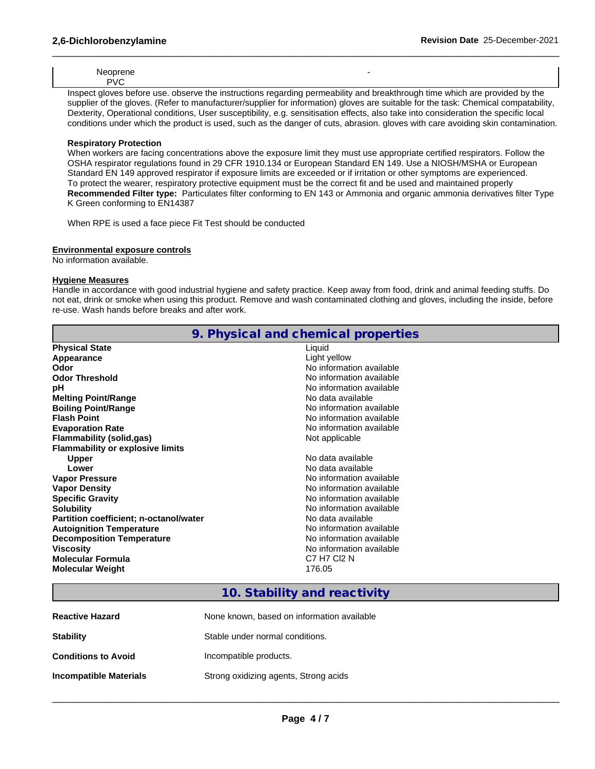| Neoprene | - |
|---|---|
| PVC | |

Inspect gloves before use. observe the instructions regarding permeability and breakthrough time which are provided by the supplier of the gloves. (Refer to manufacturer/supplier for information) gloves are suitable for the task: Chemical compatability, Dexterity, Operational conditions, User susceptibility, e.g. sensitisation effects, also take into consideration the specific local conditions under which the product is used, such as the danger of cuts, abrasion. gloves with care avoiding skin contamination.

**Respiratory Protection**

When workers are facing concentrations above the exposure limit they must use appropriate certified respirators. Follow the OSHA respirator regulations found in 29 CFR 1910.134 or European Standard EN 149. Use a NIOSH/MSHA or European Standard EN 149 approved respirator if exposure limits are exceeded or if irritation or other symptoms are experienced.
To protect the wearer, respiratory protective equipment must be the correct fit and be used and maintained properly

**Recommended Filter type:** Particulates filter conforming to EN 143 or Ammonia and organic ammonia derivatives filter Type K Green conforming to EN14387

When RPE is used a face piece Fit Test should be conducted

**Environmental exposure controls**

No information available.

**Hygiene Measures**

Handle in accordance with good industrial hygiene and safety practice. Keep away from food, drink and animal feeding stuffs. Do not eat, drink or smoke when using this product. Remove and wash contaminated clothing and gloves, including the inside, before re-use. Wash hands before breaks and after work.

## 9. Physical and chemical properties

| Property | Value |
|---|---|
| **Physical State** | Liquid |
| **Appearance** | Light yellow |
| **Odor** | No information available |
| **Odor Threshold** | No information available |
| **pH** | No information available |
| **Melting Point/Range** | No data available |
| **Boiling Point/Range** | No information available |
| **Flash Point** | No information available |
| **Evaporation Rate** | No information available |
| **Flammability (solid,gas)** | Not applicable |
| **Flammability or explosive limits** | |
| **Upper** | No data available |
| **Lower** | No data available |
| **Vapor Pressure** | No information available |
| **Vapor Density** | No information available |
| **Specific Gravity** | No information available |
| **Solubility** | No information available |
| **Partition coefficient; n-octanol/water** | No data available |
| **Autoignition Temperature** | No information available |
| **Decomposition Temperature** | No information available |
| **Viscosity** | No information available |
| **Molecular Formula** | C7 H7 Cl2 N |
| **Molecular Weight** | 176.05 |

## 10. Stability and reactivity

| | |
|---|---|
| **Reactive Hazard** | None known, based on information available |
| **Stability** | Stable under normal conditions. |
| **Conditions to Avoid** | Incompatible products. |
| **Incompatible Materials** | Strong oxidizing agents, Strong acids |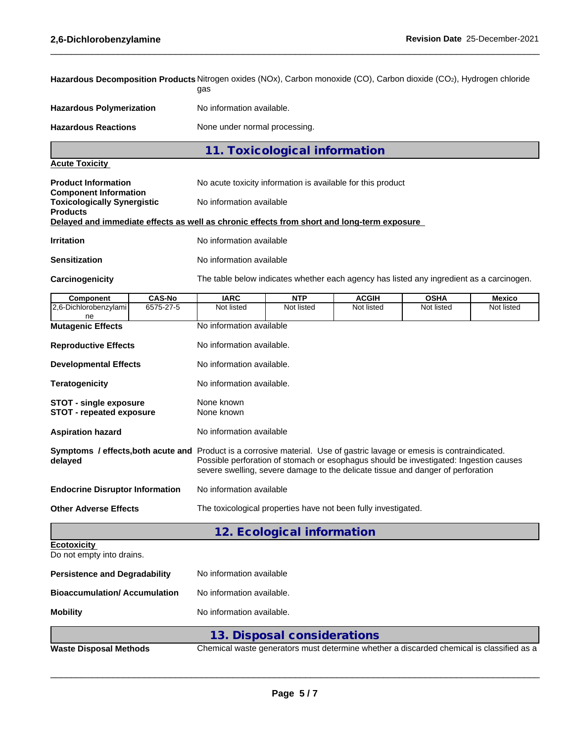**Hazardous Decomposition Products** Nitrogen oxides (NOx), Carbon monoxide (CO), Carbon dioxide ($CO_2$), Hydrogen chloride gas

**Hazardous Polymerization** No information available.

**Hazardous Reactions** None under normal processing.

## 11. Toxicological information

**Acute Toxicity**

**Product Information** No acute toxicity information is available for this product

**Component Information**

**Toxicologically Synergistic Products** No information available

**Delayed and immediate effects as well as chronic effects from short and long-term exposure**

**Irritation** No information available

**Sensitization** No information available

**Carcinogenicity** The table below indicates whether each agency has listed any ingredient as a carcinogen.

| Component | CAS-No | IARC | NTP | ACGIH | OSHA | Mexico |
|---|---|---|---|---|---|---|
| 2,6-Dichlorobenzylamine | 6575-27-5 | Not listed | Not listed | Not listed | Not listed | Not listed |

**Mutagenic Effects** No information available

**Reproductive Effects** No information available.

**Developmental Effects** No information available.

**Teratogenicity** No information available.

**STOT - single exposure** None known

**STOT - repeated exposure** None known

**Aspiration hazard** No information available

**Symptoms / effects,both acute and delayed** Product is a corrosive material. Use of gastric lavage or emesis is contraindicated. Possible perforation of stomach or esophagus should be investigated: Ingestion causes severe swelling, severe damage to the delicate tissue and danger of perforation

**Endocrine Disruptor Information** No information available

**Other Adverse Effects** The toxicological properties have not been fully investigated.

## 12. Ecological information

**Ecotoxicity**

Do not empty into drains.

**Persistence and Degradability** No information available

**Bioaccumulation/ Accumulation** No information available.

**Mobility** No information available.

## 13. Disposal considerations

**Waste Disposal Methods** Chemical waste generators must determine whether a discarded chemical is classified as a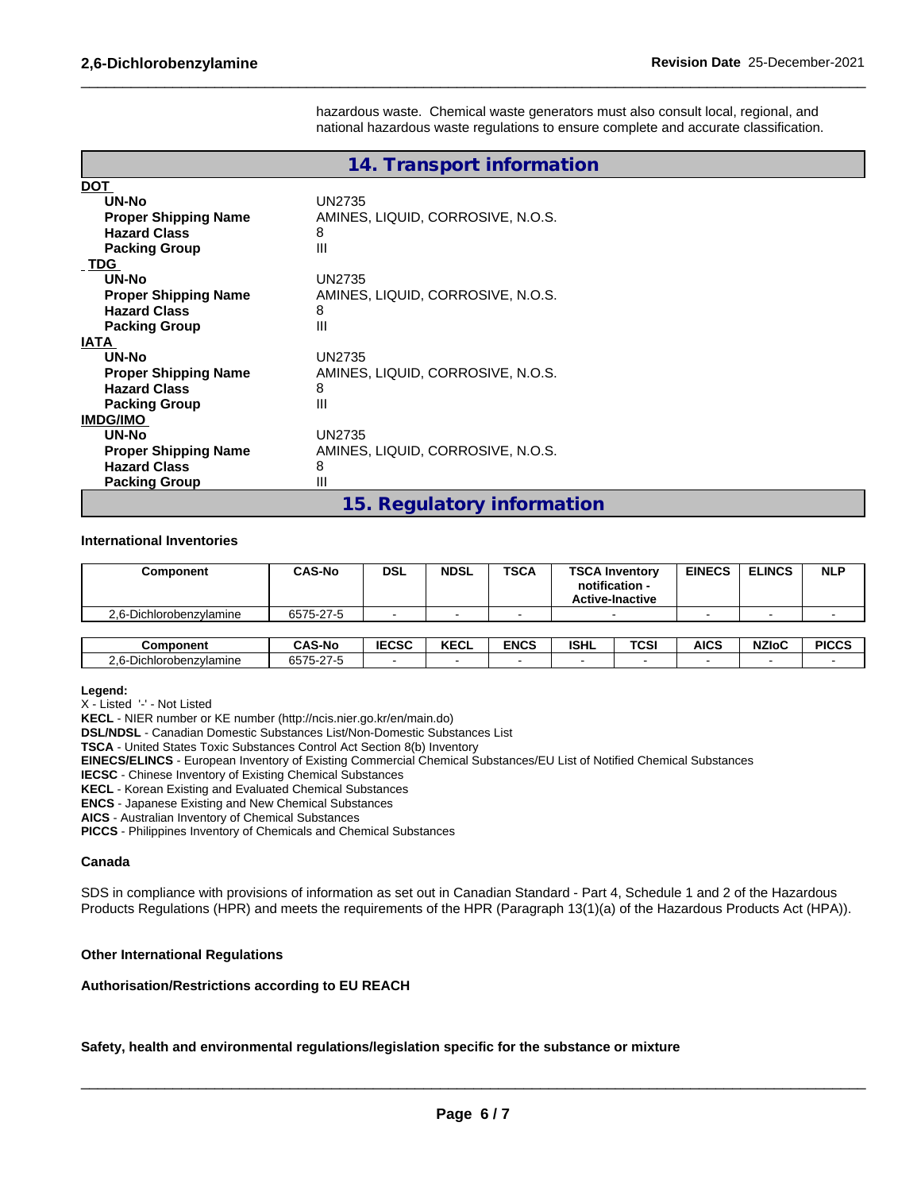hazardous waste. Chemical waste generators must also consult local, regional, and national hazardous waste regulations to ensure complete and accurate classification.

## 14. Transport information

**DOT**

| | |
|---|---|
| **UN-No** | UN2735 |
| **Proper Shipping Name** | AMINES, LIQUID, CORROSIVE, N.O.S. |
| **Hazard Class** | 8 |
| **Packing Group** | III |

**TDG**

| | |
|---|---|
| **UN-No** | UN2735 |
| **Proper Shipping Name** | AMINES, LIQUID, CORROSIVE, N.O.S. |
| **Hazard Class** | 8 |
| **Packing Group** | III |

**IATA**

| | |
|---|---|
| **UN-No** | UN2735 |
| **Proper Shipping Name** | AMINES, LIQUID, CORROSIVE, N.O.S. |
| **Hazard Class** | 8 |
| **Packing Group** | III |

**IMDG/IMO**

| | |
|---|---|
| **UN-No** | UN2735 |
| **Proper Shipping Name** | AMINES, LIQUID, CORROSIVE, N.O.S. |
| **Hazard Class** | 8 |
| **Packing Group** | III |

## 15. Regulatory information

**International Inventories**

| Component | CAS-No | DSL | NDSL | TSCA | TSCA Inventory notification - Active-Inactive | EINECS | ELINCS | NLP |
|---|---|---|---|---|---|---|---|---|
| 2,6-Dichlorobenzylamine | 6575-27-5 | - | - | - | - | - | - | - |

| Component | CAS-No | IECSC | KECL | ENCS | ISHL | TCSI | AICS | NZIoC | PICCS |
|---|---|---|---|---|---|---|---|---|---|
| 2,6-Dichlorobenzylamine | 6575-27-5 | - | - | - | - | - | - | - | - |

**Legend:**

X - Listed '-' - Not Listed

**KECL** - NIER number or KE number (http://ncis.nier.go.kr/en/main.do)

**DSL/NDSL** - Canadian Domestic Substances List/Non-Domestic Substances List

**TSCA** - United States Toxic Substances Control Act Section 8(b) Inventory

**EINECS/ELINCS** - European Inventory of Existing Commercial Chemical Substances/EU List of Notified Chemical Substances

**IECSC** - Chinese Inventory of Existing Chemical Substances

**KECL** - Korean Existing and Evaluated Chemical Substances

**ENCS** - Japanese Existing and New Chemical Substances

**AICS** - Australian Inventory of Chemical Substances

**PICCS** - Philippines Inventory of Chemicals and Chemical Substances

**Canada**

SDS in compliance with provisions of information as set out in Canadian Standard - Part 4, Schedule 1 and 2 of the Hazardous Products Regulations (HPR) and meets the requirements of the HPR (Paragraph 13(1)(a) of the Hazardous Products Act (HPA)).

**Other International Regulations**

**Authorisation/Restrictions according to EU REACH**

**Safety, health and environmental regulations/legislation specific for the substance or mixture**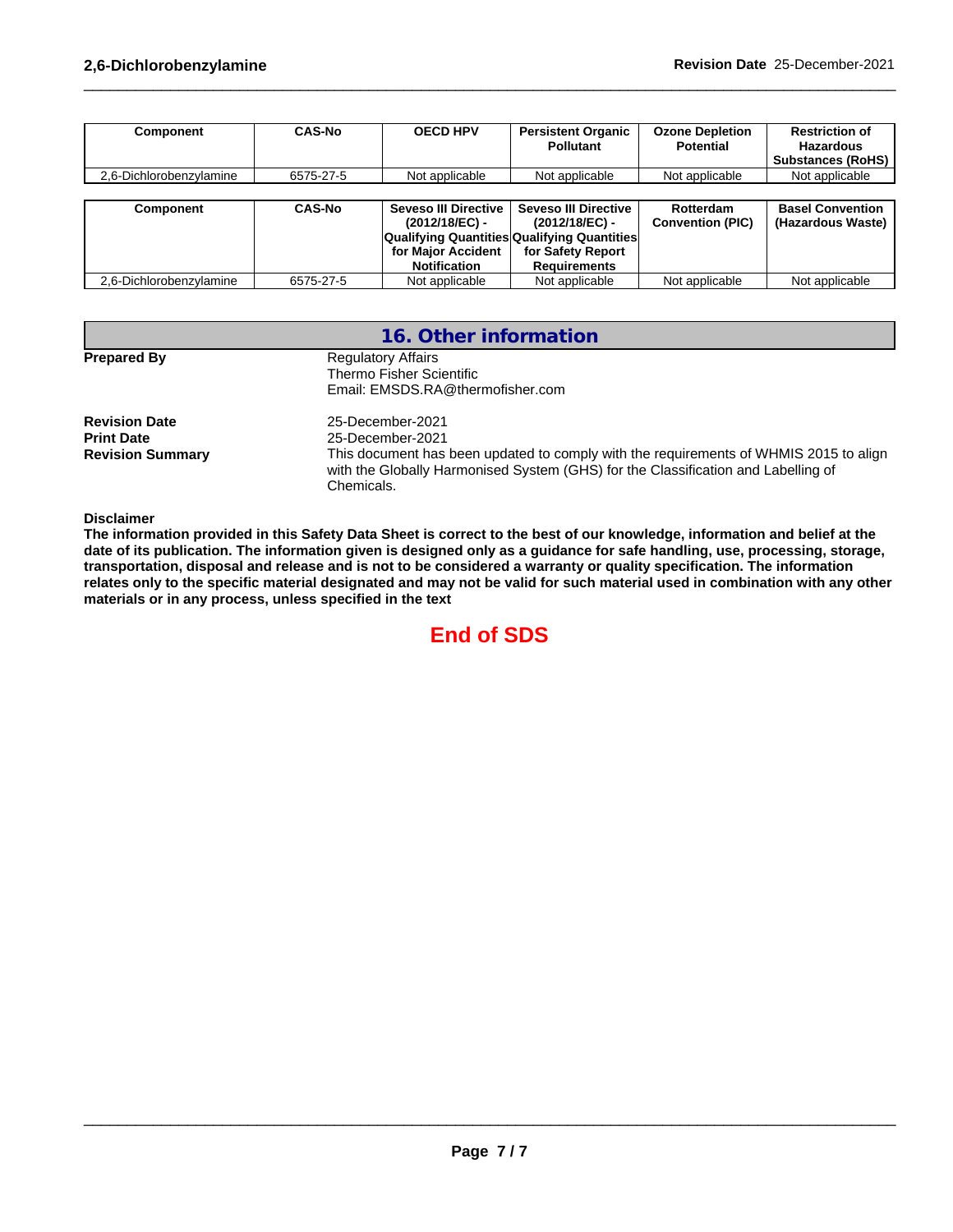| Component | CAS-No | OECD HPV | Persistent Organic Pollutant | Ozone Depletion Potential | Restriction of Hazardous Substances (RoHS) |
|---|---|---|---|---|---|
| 2,6-Dichlorobenzylamine | 6575-27-5 | Not applicable | Not applicable | Not applicable | Not applicable |

| Component | CAS-No | Seveso III Directive (2012/18/EC) - Qualifying Quantities for Major Accident Notification | Seveso III Directive (2012/18/EC) - Qualifying Quantities for Safety Report Requirements | Rotterdam Convention (PIC) | Basel Convention (Hazardous Waste) |
|---|---|---|---|---|---|
| 2,6-Dichlorobenzylamine | 6575-27-5 | Not applicable | Not applicable | Not applicable | Not applicable |

## 16. Other information

**Prepared By**
Regulatory Affairs
Thermo Fisher Scientific
Email: EMSDS.RA@thermofisher.com

**Revision Date** 25-December-2021
**Print Date** 25-December-2021
**Revision Summary** This document has been updated to comply with the requirements of WHMIS 2015 to align with the Globally Harmonised System (GHS) for the Classification and Labelling of Chemicals.

**Disclaimer**
**The information provided in this Safety Data Sheet is correct to the best of our knowledge, information and belief at the date of its publication. The information given is designed only as a guidance for safe handling, use, processing, storage, transportation, disposal and release and is not to be considered a warranty or quality specification. The information relates only to the specific material designated and may not be valid for such material used in combination with any other materials or in any process, unless specified in the text**

**End of SDS**